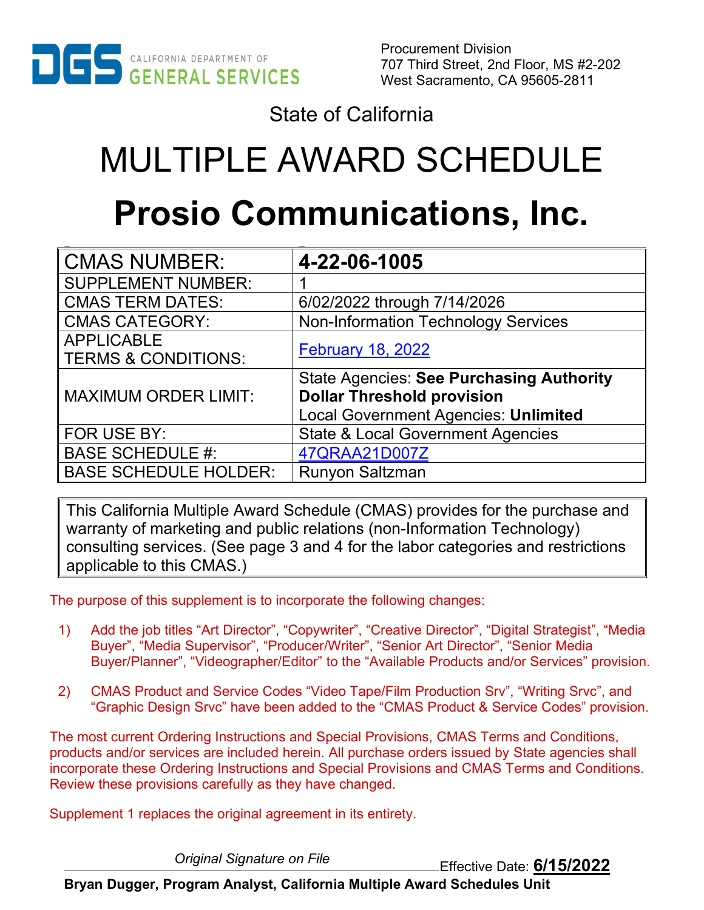CALIFORNIA DEPARTMENT OF GENERAL SERVICES

Procurement Division
707 Third Street, 2nd Floor, MS #2-202
West Sacramento, CA 95605-2811

State of California

# MULTIPLE AWARD SCHEDULE

# Prosio Communications, Inc.

| CMAS NUMBER: | **4-22-06-1005** |
|---|---|
| SUPPLEMENT NUMBER: | 1 |
| CMAS TERM DATES: | 6/02/2022 through 7/14/2026 |
| CMAS CATEGORY: | Non-Information Technology Services |
| APPLICABLE TERMS & CONDITIONS: | February 18, 2022 |
| MAXIMUM ORDER LIMIT: | State Agencies: **See Purchasing Authority Dollar Threshold provision** Local Government Agencies: **Unlimited** |
| FOR USE BY: | State & Local Government Agencies |
| BASE SCHEDULE #: | 47QRAA21D007Z |
| BASE SCHEDULE HOLDER: | Runyon Saltzman |

This California Multiple Award Schedule (CMAS) provides for the purchase and warranty of marketing and public relations (non-Information Technology) consulting services. (See page 3 and 4 for the labor categories and restrictions applicable to this CMAS.)

The purpose of this supplement is to incorporate the following changes:

1) Add the job titles “Art Director”, “Copywriter”, “Creative Director”, “Digital Strategist”, “Media Buyer”, “Media Supervisor”, “Producer/Writer”, “Senior Art Director”, “Senior Media Buyer/Planner”, “Videographer/Editor” to the “Available Products and/or Services” provision.

2) CMAS Product and Service Codes “Video Tape/Film Production Srv”, “Writing Srvc”, and “Graphic Design Srvc” have been added to the “CMAS Product & Service Codes” provision.

The most current Ordering Instructions and Special Provisions, CMAS Terms and Conditions, products and/or services are included herein. All purchase orders issued by State agencies shall incorporate these Ordering Instructions and Special Provisions and CMAS Terms and Conditions. Review these provisions carefully as they have changed.

Supplement 1 replaces the original agreement in its entirety.

*Original Signature on File*

Effective Date: **6/15/2022**

**Bryan Dugger, Program Analyst, California Multiple Award Schedules Unit**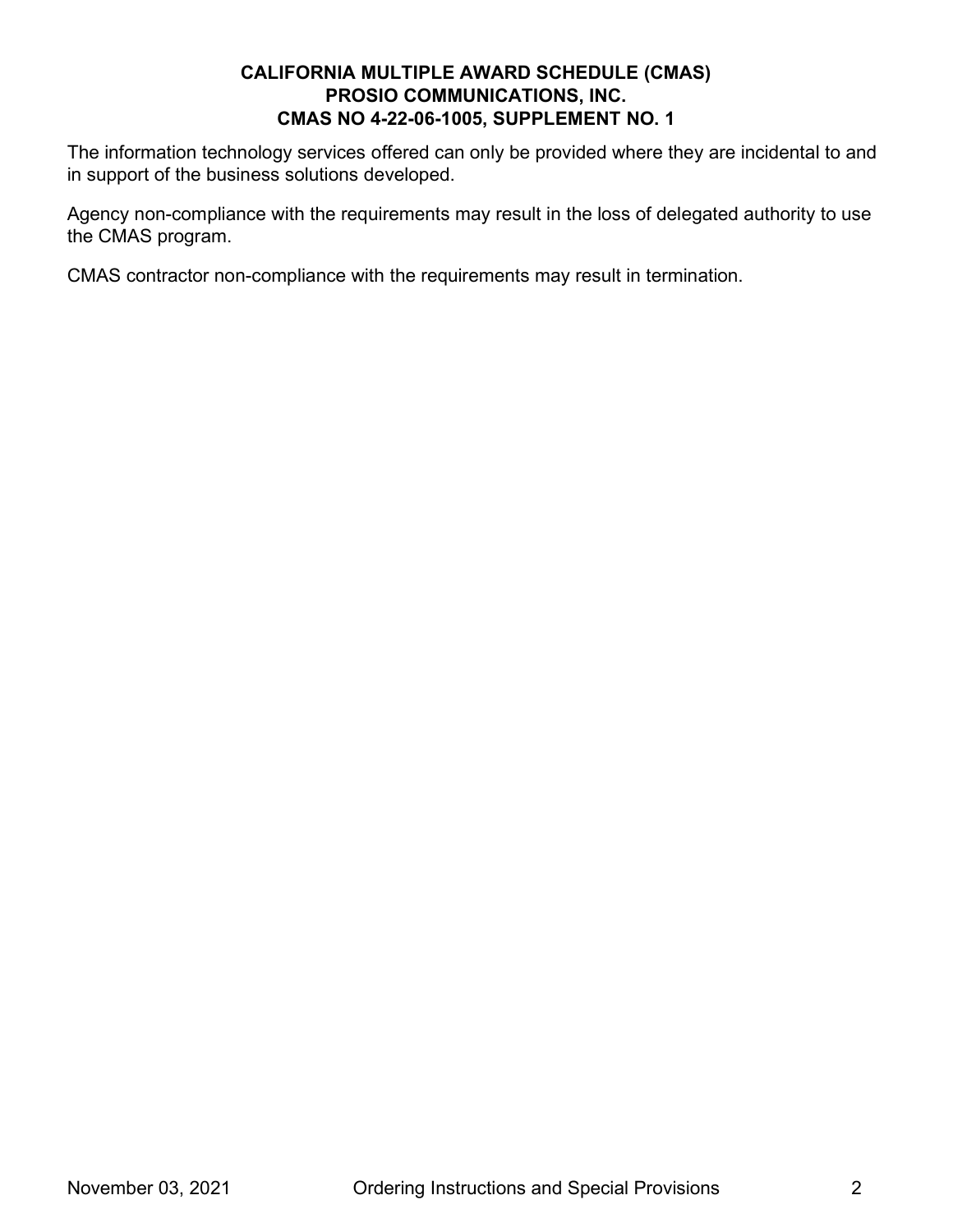The information technology services offered can only be provided where they are incidental to and in support of the business solutions developed.

Agency non-compliance with the requirements may result in the loss of delegated authority to use the CMAS program.

CMAS contractor non-compliance with the requirements may result in termination.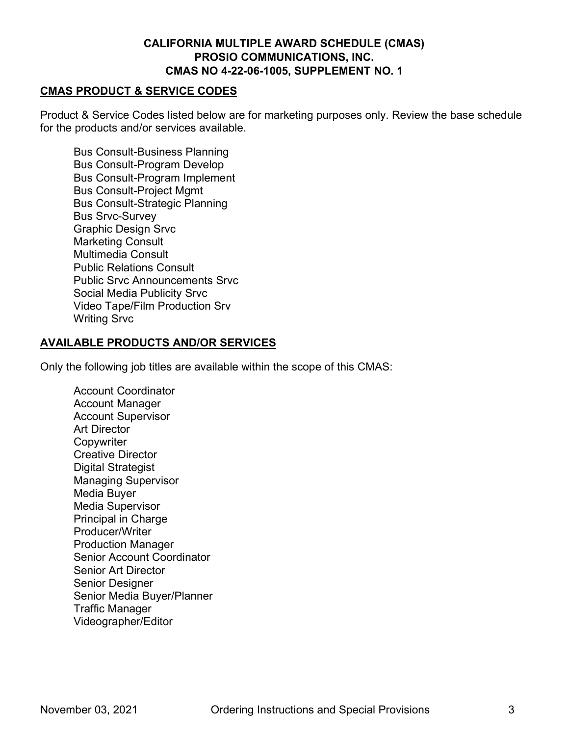**CALIFORNIA MULTIPLE AWARD SCHEDULE (CMAS)**
**PROSIO COMMUNICATIONS, INC.**
**CMAS NO 4-22-06-1005, SUPPLEMENT NO. 1**

## CMAS PRODUCT & SERVICE CODES

Product & Service Codes listed below are for marketing purposes only. Review the base schedule for the products and/or services available.

- Bus Consult-Business Planning
- Bus Consult-Program Develop
- Bus Consult-Program Implement
- Bus Consult-Project Mgmt
- Bus Consult-Strategic Planning
- Bus Srvc-Survey
- Graphic Design Srvc
- Marketing Consult
- Multimedia Consult
- Public Relations Consult
- Public Srvc Announcements Srvc
- Social Media Publicity Srvc
- Video Tape/Film Production Srv
- Writing Srvc

## AVAILABLE PRODUCTS AND/OR SERVICES

Only the following job titles are available within the scope of this CMAS:

- Account Coordinator
- Account Manager
- Account Supervisor
- Art Director
- Copywriter
- Creative Director
- Digital Strategist
- Managing Supervisor
- Media Buyer
- Media Supervisor
- Principal in Charge
- Producer/Writer
- Production Manager
- Senior Account Coordinator
- Senior Art Director
- Senior Designer
- Senior Media Buyer/Planner
- Traffic Manager
- Videographer/Editor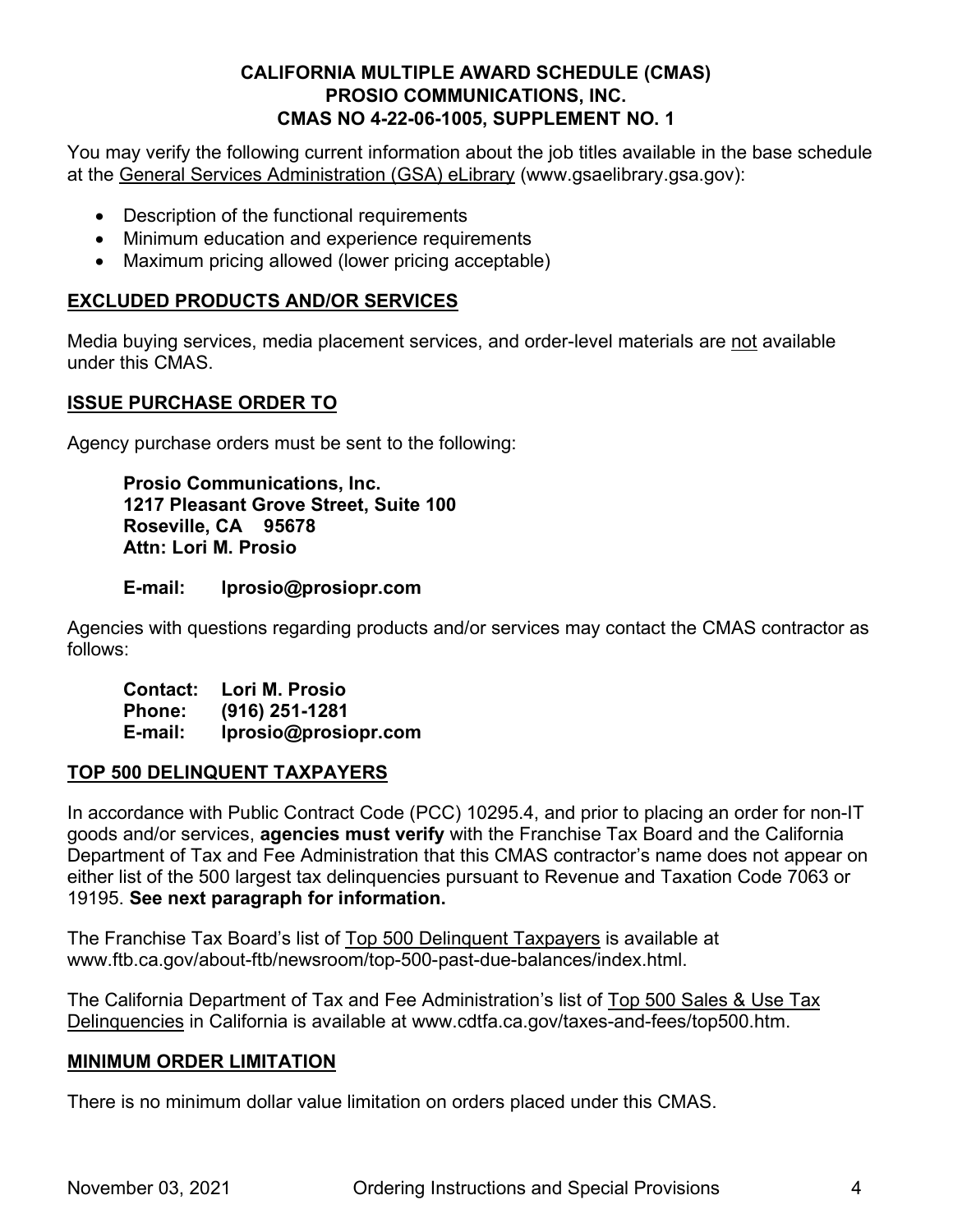**CALIFORNIA MULTIPLE AWARD SCHEDULE (CMAS)**
**PROSIO COMMUNICATIONS, INC.**
**CMAS NO 4-22-06-1005, SUPPLEMENT NO. 1**

You may verify the following current information about the job titles available in the base schedule at the General Services Administration (GSA) eLibrary (www.gsaelibrary.gsa.gov):

- Description of the functional requirements
- Minimum education and experience requirements
- Maximum pricing allowed (lower pricing acceptable)

## EXCLUDED PRODUCTS AND/OR SERVICES

Media buying services, media placement services, and order-level materials are not available under this CMAS.

## ISSUE PURCHASE ORDER TO

Agency purchase orders must be sent to the following:

**Prosio Communications, Inc.**
**1217 Pleasant Grove Street, Suite 100**
**Roseville, CA 95678**
**Attn: Lori M. Prosio**

**E-mail: lprosio@prosiopr.com**

Agencies with questions regarding products and/or services may contact the CMAS contractor as follows:

**Contact: Lori M. Prosio**
**Phone: (916) 251-1281**
**E-mail: lprosio@prosiopr.com**

## TOP 500 DELINQUENT TAXPAYERS

In accordance with Public Contract Code (PCC) 10295.4, and prior to placing an order for non-IT goods and/or services, **agencies must verify** with the Franchise Tax Board and the California Department of Tax and Fee Administration that this CMAS contractor's name does not appear on either list of the 500 largest tax delinquencies pursuant to Revenue and Taxation Code 7063 or 19195. **See next paragraph for information.**

The Franchise Tax Board's list of Top 500 Delinquent Taxpayers is available at www.ftb.ca.gov/about-ftb/newsroom/top-500-past-due-balances/index.html.

The California Department of Tax and Fee Administration's list of Top 500 Sales & Use Tax Delinquencies in California is available at www.cdtfa.ca.gov/taxes-and-fees/top500.htm.

## MINIMUM ORDER LIMITATION

There is no minimum dollar value limitation on orders placed under this CMAS.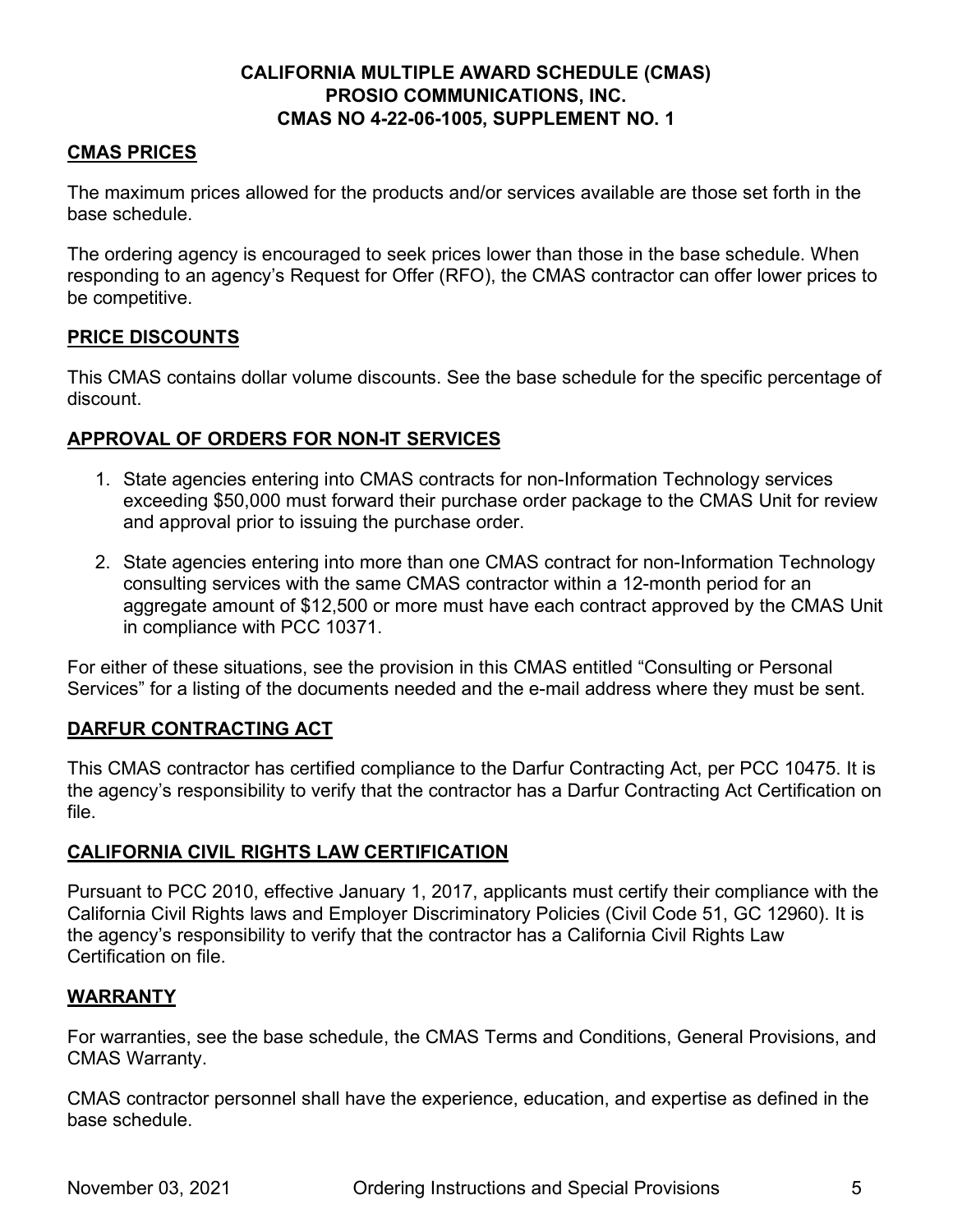**CALIFORNIA MULTIPLE AWARD SCHEDULE (CMAS)**
**PROSIO COMMUNICATIONS, INC.**
**CMAS NO 4-22-06-1005, SUPPLEMENT NO. 1**

## CMAS PRICES

The maximum prices allowed for the products and/or services available are those set forth in the base schedule.

The ordering agency is encouraged to seek prices lower than those in the base schedule. When responding to an agency's Request for Offer (RFO), the CMAS contractor can offer lower prices to be competitive.

## PRICE DISCOUNTS

This CMAS contains dollar volume discounts. See the base schedule for the specific percentage of discount.

## APPROVAL OF ORDERS FOR NON-IT SERVICES

1. State agencies entering into CMAS contracts for non-Information Technology services exceeding $50,000 must forward their purchase order package to the CMAS Unit for review and approval prior to issuing the purchase order.
2. State agencies entering into more than one CMAS contract for non-Information Technology consulting services with the same CMAS contractor within a 12-month period for an aggregate amount of $12,500 or more must have each contract approved by the CMAS Unit in compliance with PCC 10371.

For either of these situations, see the provision in this CMAS entitled "Consulting or Personal Services" for a listing of the documents needed and the e-mail address where they must be sent.

## DARFUR CONTRACTING ACT

This CMAS contractor has certified compliance to the Darfur Contracting Act, per PCC 10475. It is the agency's responsibility to verify that the contractor has a Darfur Contracting Act Certification on file.

## CALIFORNIA CIVIL RIGHTS LAW CERTIFICATION

Pursuant to PCC 2010, effective January 1, 2017, applicants must certify their compliance with the California Civil Rights laws and Employer Discriminatory Policies (Civil Code 51, GC 12960). It is the agency's responsibility to verify that the contractor has a California Civil Rights Law Certification on file.

## WARRANTY

For warranties, see the base schedule, the CMAS Terms and Conditions, General Provisions, and CMAS Warranty.

CMAS contractor personnel shall have the experience, education, and expertise as defined in the base schedule.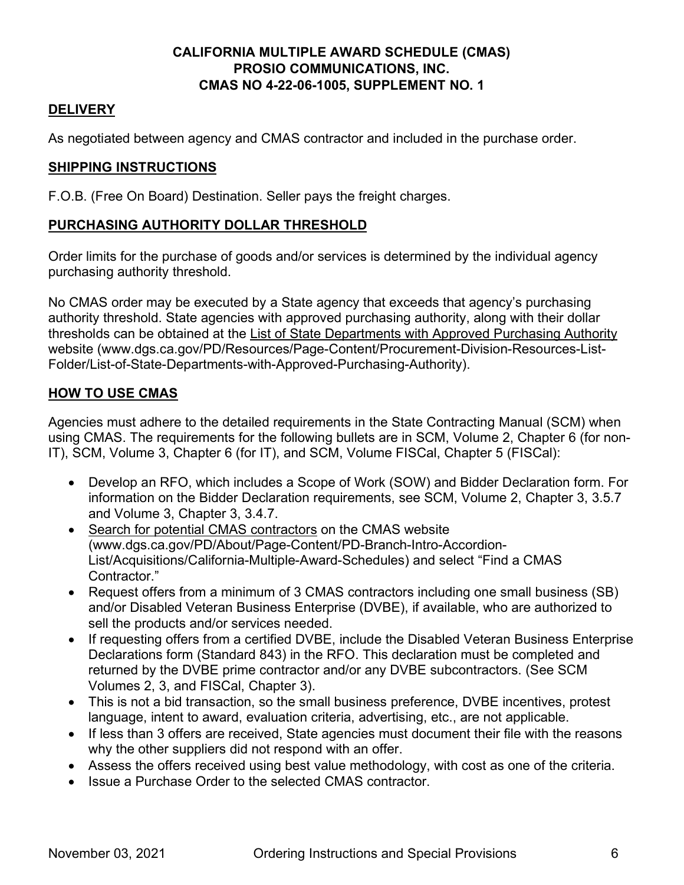**CALIFORNIA MULTIPLE AWARD SCHEDULE (CMAS)**
**PROSIO COMMUNICATIONS, INC.**
**CMAS NO 4-22-06-1005, SUPPLEMENT NO. 1**

## DELIVERY

As negotiated between agency and CMAS contractor and included in the purchase order.

## SHIPPING INSTRUCTIONS

F.O.B. (Free On Board) Destination. Seller pays the freight charges.

## PURCHASING AUTHORITY DOLLAR THRESHOLD

Order limits for the purchase of goods and/or services is determined by the individual agency purchasing authority threshold.

No CMAS order may be executed by a State agency that exceeds that agency's purchasing authority threshold. State agencies with approved purchasing authority, along with their dollar thresholds can be obtained at the List of State Departments with Approved Purchasing Authority website (www.dgs.ca.gov/PD/Resources/Page-Content/Procurement-Division-Resources-List-Folder/List-of-State-Departments-with-Approved-Purchasing-Authority).

## HOW TO USE CMAS

Agencies must adhere to the detailed requirements in the State Contracting Manual (SCM) when using CMAS. The requirements for the following bullets are in SCM, Volume 2, Chapter 6 (for non-IT), SCM, Volume 3, Chapter 6 (for IT), and SCM, Volume FISCal, Chapter 5 (FISCal):

- Develop an RFO, which includes a Scope of Work (SOW) and Bidder Declaration form. For information on the Bidder Declaration requirements, see SCM, Volume 2, Chapter 3, 3.5.7 and Volume 3, Chapter 3, 3.4.7.
- Search for potential CMAS contractors on the CMAS website (www.dgs.ca.gov/PD/About/Page-Content/PD-Branch-Intro-Accordion-List/Acquisitions/California-Multiple-Award-Schedules) and select "Find a CMAS Contractor."
- Request offers from a minimum of 3 CMAS contractors including one small business (SB) and/or Disabled Veteran Business Enterprise (DVBE), if available, who are authorized to sell the products and/or services needed.
- If requesting offers from a certified DVBE, include the Disabled Veteran Business Enterprise Declarations form (Standard 843) in the RFO. This declaration must be completed and returned by the DVBE prime contractor and/or any DVBE subcontractors. (See SCM Volumes 2, 3, and FISCal, Chapter 3).
- This is not a bid transaction, so the small business preference, DVBE incentives, protest language, intent to award, evaluation criteria, advertising, etc., are not applicable.
- If less than 3 offers are received, State agencies must document their file with the reasons why the other suppliers did not respond with an offer.
- Assess the offers received using best value methodology, with cost as one of the criteria.
- Issue a Purchase Order to the selected CMAS contractor.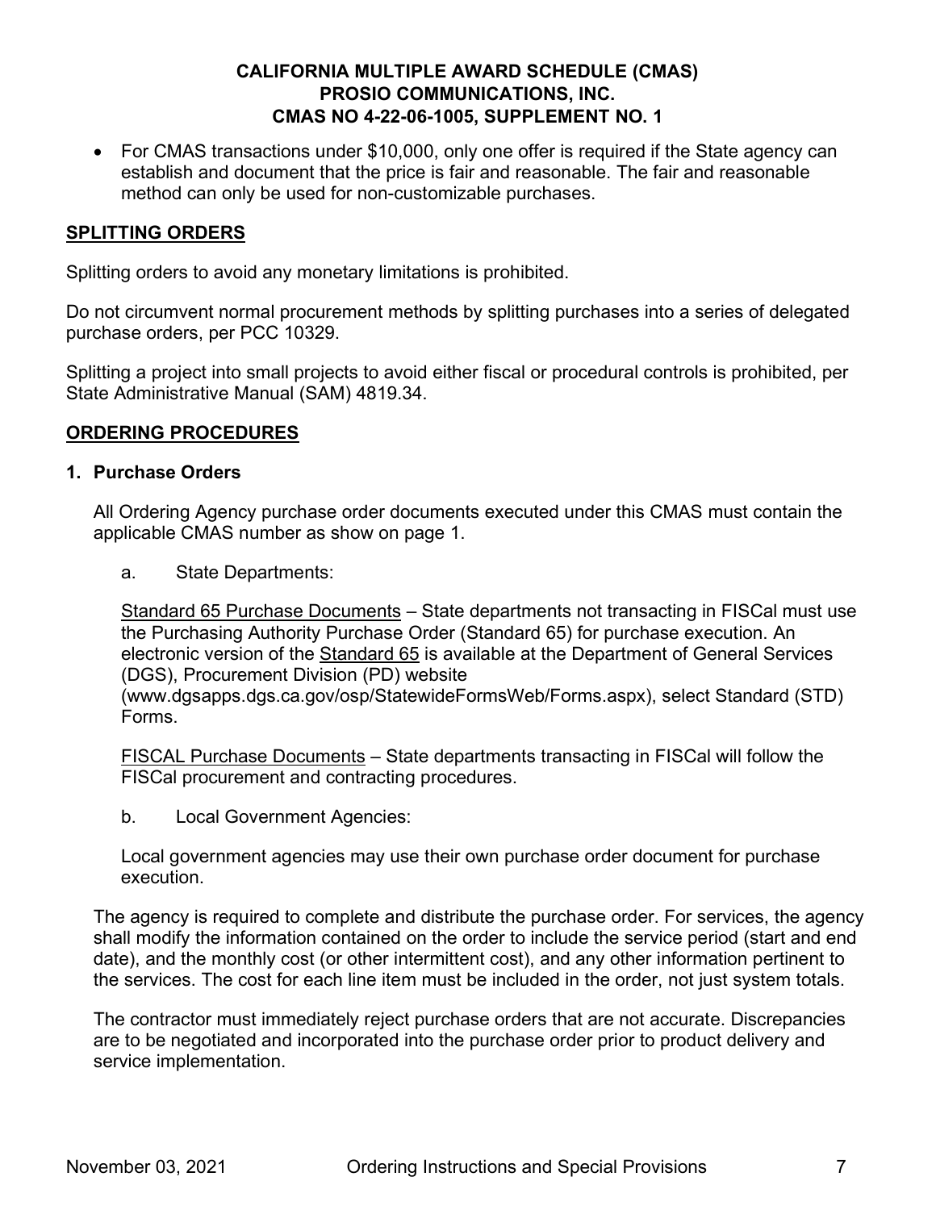- For CMAS transactions under $10,000, only one offer is required if the State agency can establish and document that the price is fair and reasonable. The fair and reasonable method can only be used for non-customizable purchases.

## SPLITTING ORDERS

Splitting orders to avoid any monetary limitations is prohibited.

Do not circumvent normal procurement methods by splitting purchases into a series of delegated purchase orders, per PCC 10329.

Splitting a project into small projects to avoid either fiscal or procedural controls is prohibited, per State Administrative Manual (SAM) 4819.34.

## ORDERING PROCEDURES

### 1. Purchase Orders

All Ordering Agency purchase order documents executed under this CMAS must contain the applicable CMAS number as show on page 1.

a. State Departments:

Standard 65 Purchase Documents – State departments not transacting in FISCal must use the Purchasing Authority Purchase Order (Standard 65) for purchase execution. An electronic version of the Standard 65 is available at the Department of General Services (DGS), Procurement Division (PD) website (www.dgsapps.dgs.ca.gov/osp/StatewideFormsWeb/Forms.aspx), select Standard (STD) Forms.

FISCAL Purchase Documents – State departments transacting in FISCal will follow the FISCal procurement and contracting procedures.

b. Local Government Agencies:

Local government agencies may use their own purchase order document for purchase execution.

The agency is required to complete and distribute the purchase order. For services, the agency shall modify the information contained on the order to include the service period (start and end date), and the monthly cost (or other intermittent cost), and any other information pertinent to the services. The cost for each line item must be included in the order, not just system totals.

The contractor must immediately reject purchase orders that are not accurate. Discrepancies are to be negotiated and incorporated into the purchase order prior to product delivery and service implementation.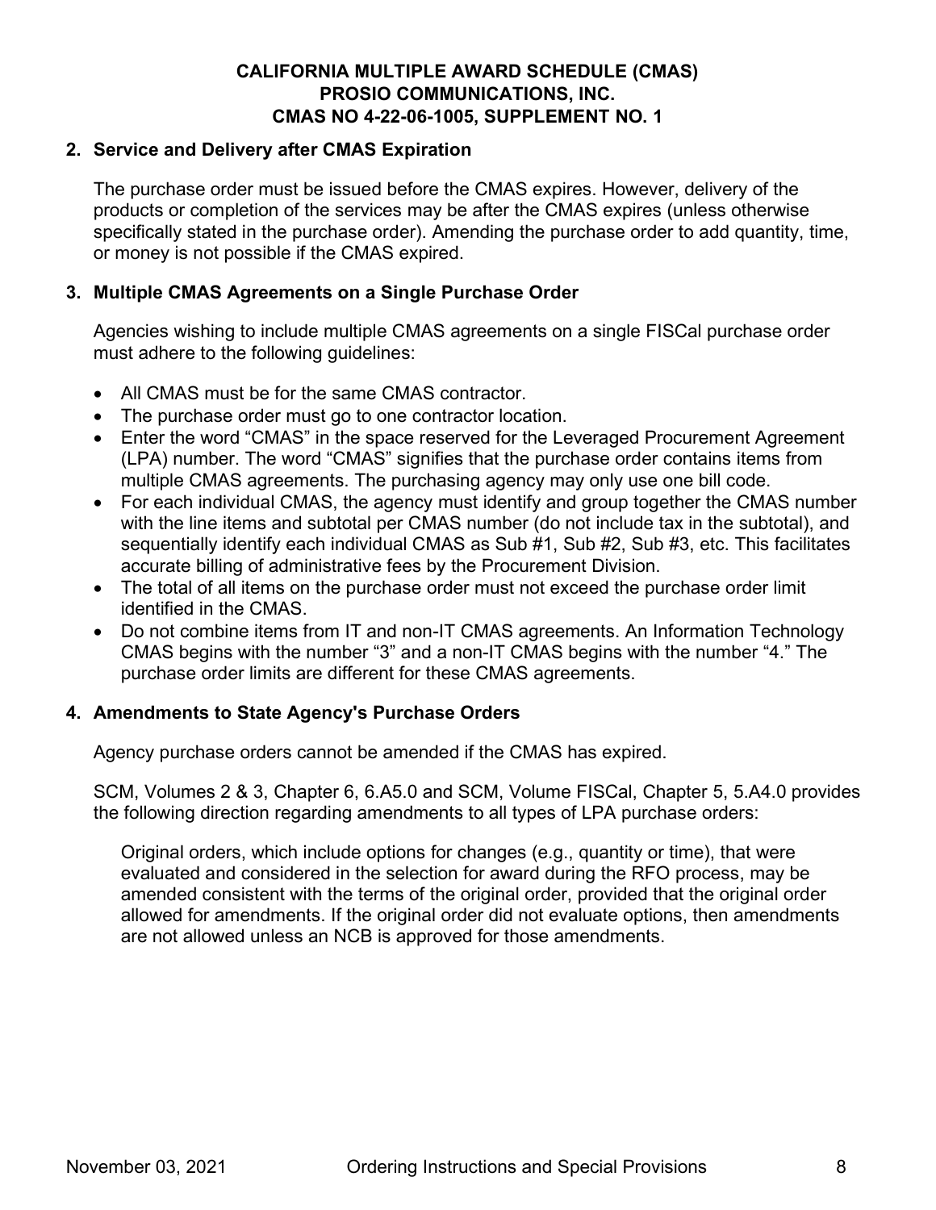**CALIFORNIA MULTIPLE AWARD SCHEDULE (CMAS)**
**PROSIO COMMUNICATIONS, INC.**
**CMAS NO 4-22-06-1005, SUPPLEMENT NO. 1**

## 2. Service and Delivery after CMAS Expiration

The purchase order must be issued before the CMAS expires. However, delivery of the products or completion of the services may be after the CMAS expires (unless otherwise specifically stated in the purchase order). Amending the purchase order to add quantity, time, or money is not possible if the CMAS expired.

## 3. Multiple CMAS Agreements on a Single Purchase Order

Agencies wishing to include multiple CMAS agreements on a single FISCal purchase order must adhere to the following guidelines:

- All CMAS must be for the same CMAS contractor.
- The purchase order must go to one contractor location.
- Enter the word "CMAS" in the space reserved for the Leveraged Procurement Agreement (LPA) number. The word "CMAS" signifies that the purchase order contains items from multiple CMAS agreements. The purchasing agency may only use one bill code.
- For each individual CMAS, the agency must identify and group together the CMAS number with the line items and subtotal per CMAS number (do not include tax in the subtotal), and sequentially identify each individual CMAS as Sub #1, Sub #2, Sub #3, etc. This facilitates accurate billing of administrative fees by the Procurement Division.
- The total of all items on the purchase order must not exceed the purchase order limit identified in the CMAS.
- Do not combine items from IT and non-IT CMAS agreements. An Information Technology CMAS begins with the number "3" and a non-IT CMAS begins with the number "4." The purchase order limits are different for these CMAS agreements.

## 4. Amendments to State Agency's Purchase Orders

Agency purchase orders cannot be amended if the CMAS has expired.

SCM, Volumes 2 & 3, Chapter 6, 6.A5.0 and SCM, Volume FISCal, Chapter 5, 5.A4.0 provides the following direction regarding amendments to all types of LPA purchase orders:

> Original orders, which include options for changes (e.g., quantity or time), that were evaluated and considered in the selection for award during the RFO process, may be amended consistent with the terms of the original order, provided that the original order allowed for amendments. If the original order did not evaluate options, then amendments are not allowed unless an NCB is approved for those amendments.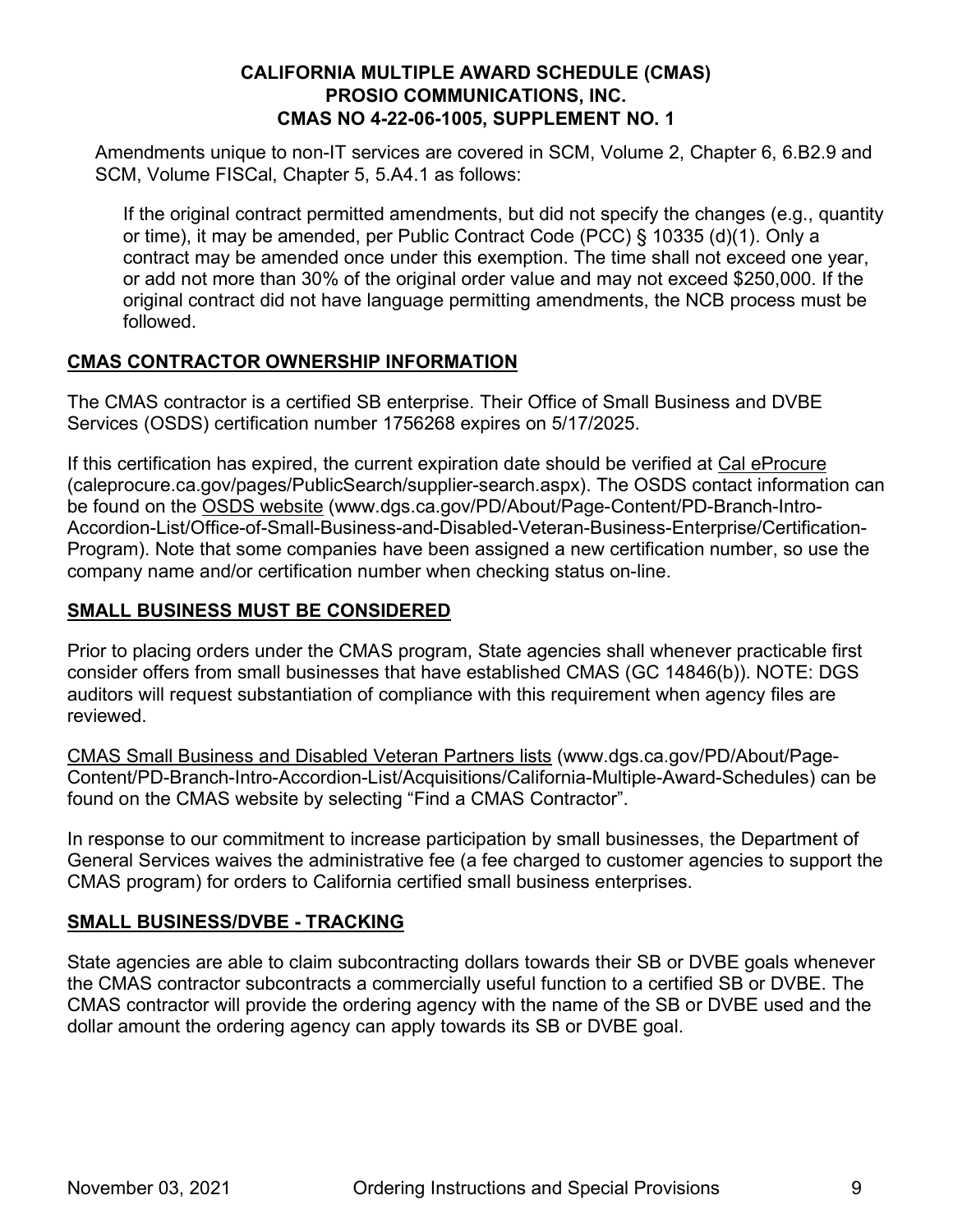Amendments unique to non-IT services are covered in SCM, Volume 2, Chapter 6, 6.B2.9 and SCM, Volume FISCal, Chapter 5, 5.A4.1 as follows:

> If the original contract permitted amendments, but did not specify the changes (e.g., quantity or time), it may be amended, per Public Contract Code (PCC) § 10335 (d)(1). Only a contract may be amended once under this exemption. The time shall not exceed one year, or add not more than 30% of the original order value and may not exceed $250,000. If the original contract did not have language permitting amendments, the NCB process must be followed.

## CMAS CONTRACTOR OWNERSHIP INFORMATION

The CMAS contractor is a certified SB enterprise. Their Office of Small Business and DVBE Services (OSDS) certification number 1756268 expires on 5/17/2025.

If this certification has expired, the current expiration date should be verified at Cal eProcure (caleprocure.ca.gov/pages/PublicSearch/supplier-search.aspx). The OSDS contact information can be found on the OSDS website (www.dgs.ca.gov/PD/About/Page-Content/PD-Branch-Intro-Accordion-List/Office-of-Small-Business-and-Disabled-Veteran-Business-Enterprise/Certification-Program). Note that some companies have been assigned a new certification number, so use the company name and/or certification number when checking status on-line.

## SMALL BUSINESS MUST BE CONSIDERED

Prior to placing orders under the CMAS program, State agencies shall whenever practicable first consider offers from small businesses that have established CMAS (GC 14846(b)). NOTE: DGS auditors will request substantiation of compliance with this requirement when agency files are reviewed.

CMAS Small Business and Disabled Veteran Partners lists (www.dgs.ca.gov/PD/About/Page-Content/PD-Branch-Intro-Accordion-List/Acquisitions/California-Multiple-Award-Schedules) can be found on the CMAS website by selecting "Find a CMAS Contractor".

In response to our commitment to increase participation by small businesses, the Department of General Services waives the administrative fee (a fee charged to customer agencies to support the CMAS program) for orders to California certified small business enterprises.

## SMALL BUSINESS/DVBE - TRACKING

State agencies are able to claim subcontracting dollars towards their SB or DVBE goals whenever the CMAS contractor subcontracts a commercially useful function to a certified SB or DVBE. The CMAS contractor will provide the ordering agency with the name of the SB or DVBE used and the dollar amount the ordering agency can apply towards its SB or DVBE goal.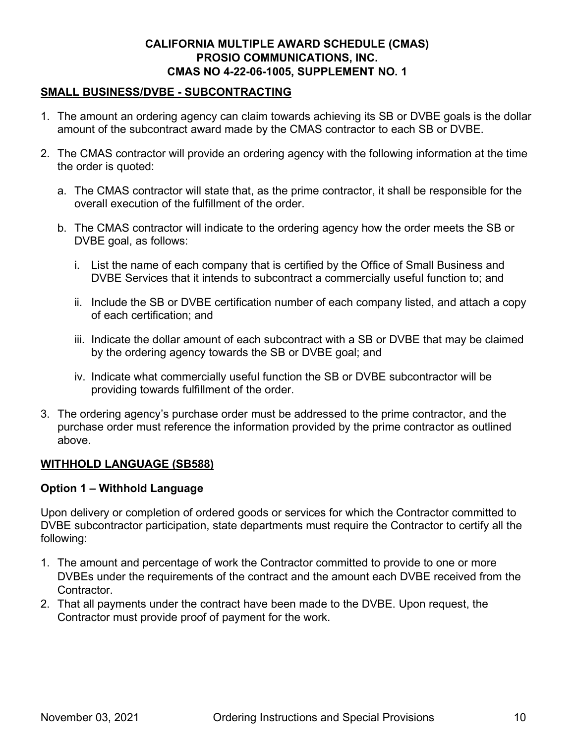## SMALL BUSINESS/DVBE - SUBCONTRACTING

1. The amount an ordering agency can claim towards achieving its SB or DVBE goals is the dollar amount of the subcontract award made by the CMAS contractor to each SB or DVBE.

2. The CMAS contractor will provide an ordering agency with the following information at the time the order is quoted:

   a. The CMAS contractor will state that, as the prime contractor, it shall be responsible for the overall execution of the fulfillment of the order.

   b. The CMAS contractor will indicate to the ordering agency how the order meets the SB or DVBE goal, as follows:

      i. List the name of each company that is certified by the Office of Small Business and DVBE Services that it intends to subcontract a commercially useful function to; and

      ii. Include the SB or DVBE certification number of each company listed, and attach a copy of each certification; and

      iii. Indicate the dollar amount of each subcontract with a SB or DVBE that may be claimed by the ordering agency towards the SB or DVBE goal; and

      iv. Indicate what commercially useful function the SB or DVBE subcontractor will be providing towards fulfillment of the order.

3. The ordering agency's purchase order must be addressed to the prime contractor, and the purchase order must reference the information provided by the prime contractor as outlined above.

## WITHHOLD LANGUAGE (SB588)

### Option 1 – Withhold Language

Upon delivery or completion of ordered goods or services for which the Contractor committed to DVBE subcontractor participation, state departments must require the Contractor to certify all the following:

1. The amount and percentage of work the Contractor committed to provide to one or more DVBEs under the requirements of the contract and the amount each DVBE received from the Contractor.
2. That all payments under the contract have been made to the DVBE. Upon request, the Contractor must provide proof of payment for the work.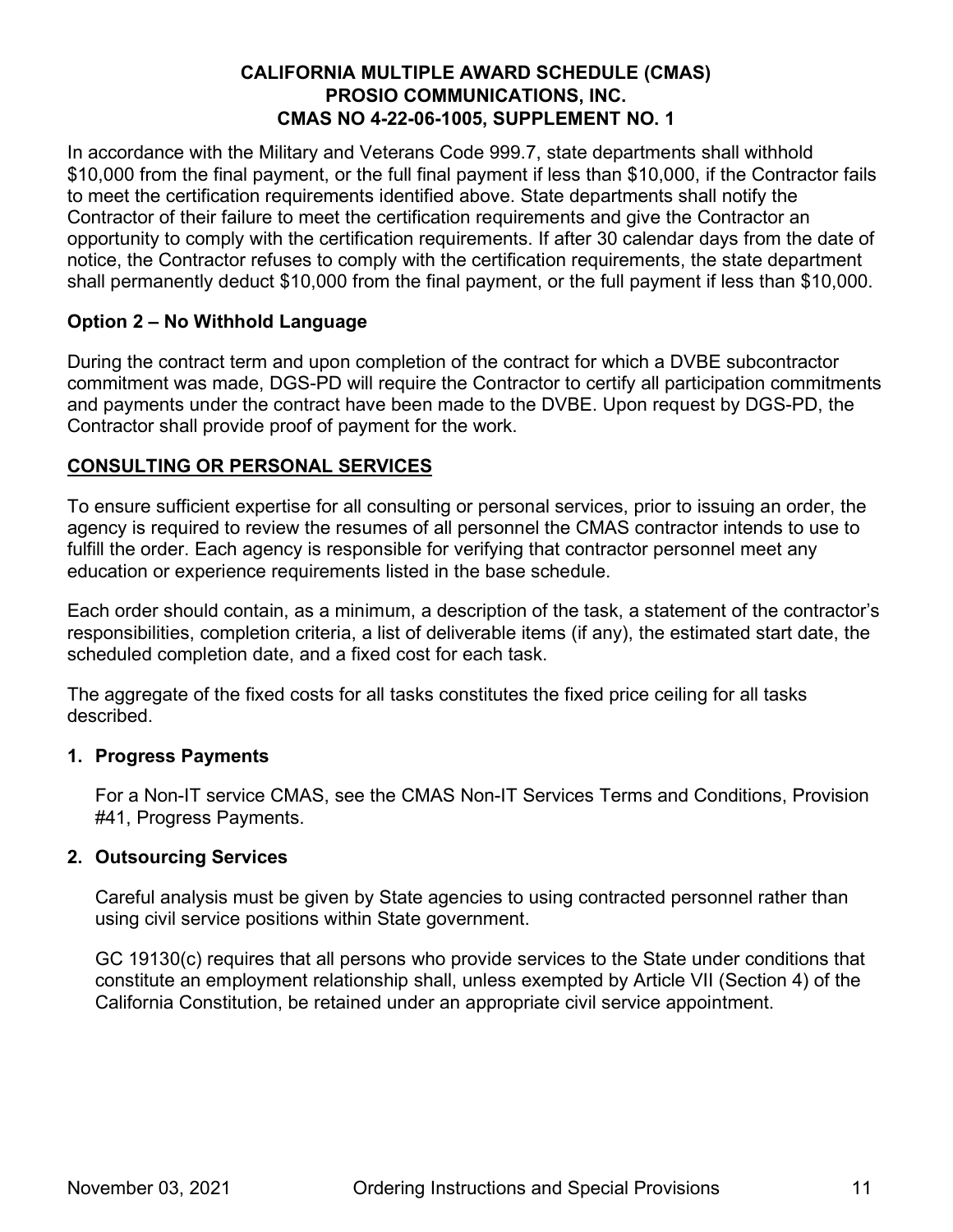In accordance with the Military and Veterans Code 999.7, state departments shall withhold $10,000 from the final payment, or the full final payment if less than $10,000, if the Contractor fails to meet the certification requirements identified above. State departments shall notify the Contractor of their failure to meet the certification requirements and give the Contractor an opportunity to comply with the certification requirements. If after 30 calendar days from the date of notice, the Contractor refuses to comply with the certification requirements, the state department shall permanently deduct $10,000 from the final payment, or the full payment if less than $10,000.

**Option 2 – No Withhold Language**

During the contract term and upon completion of the contract for which a DVBE subcontractor commitment was made, DGS-PD will require the Contractor to certify all participation commitments and payments under the contract have been made to the DVBE. Upon request by DGS-PD, the Contractor shall provide proof of payment for the work.

## CONSULTING OR PERSONAL SERVICES

To ensure sufficient expertise for all consulting or personal services, prior to issuing an order, the agency is required to review the resumes of all personnel the CMAS contractor intends to use to fulfill the order. Each agency is responsible for verifying that contractor personnel meet any education or experience requirements listed in the base schedule.

Each order should contain, as a minimum, a description of the task, a statement of the contractor's responsibilities, completion criteria, a list of deliverable items (if any), the estimated start date, the scheduled completion date, and a fixed cost for each task.

The aggregate of the fixed costs for all tasks constitutes the fixed price ceiling for all tasks described.

### 1. Progress Payments

For a Non-IT service CMAS, see the CMAS Non-IT Services Terms and Conditions, Provision #41, Progress Payments.

### 2. Outsourcing Services

Careful analysis must be given by State agencies to using contracted personnel rather than using civil service positions within State government.

GC 19130(c) requires that all persons who provide services to the State under conditions that constitute an employment relationship shall, unless exempted by Article VII (Section 4) of the California Constitution, be retained under an appropriate civil service appointment.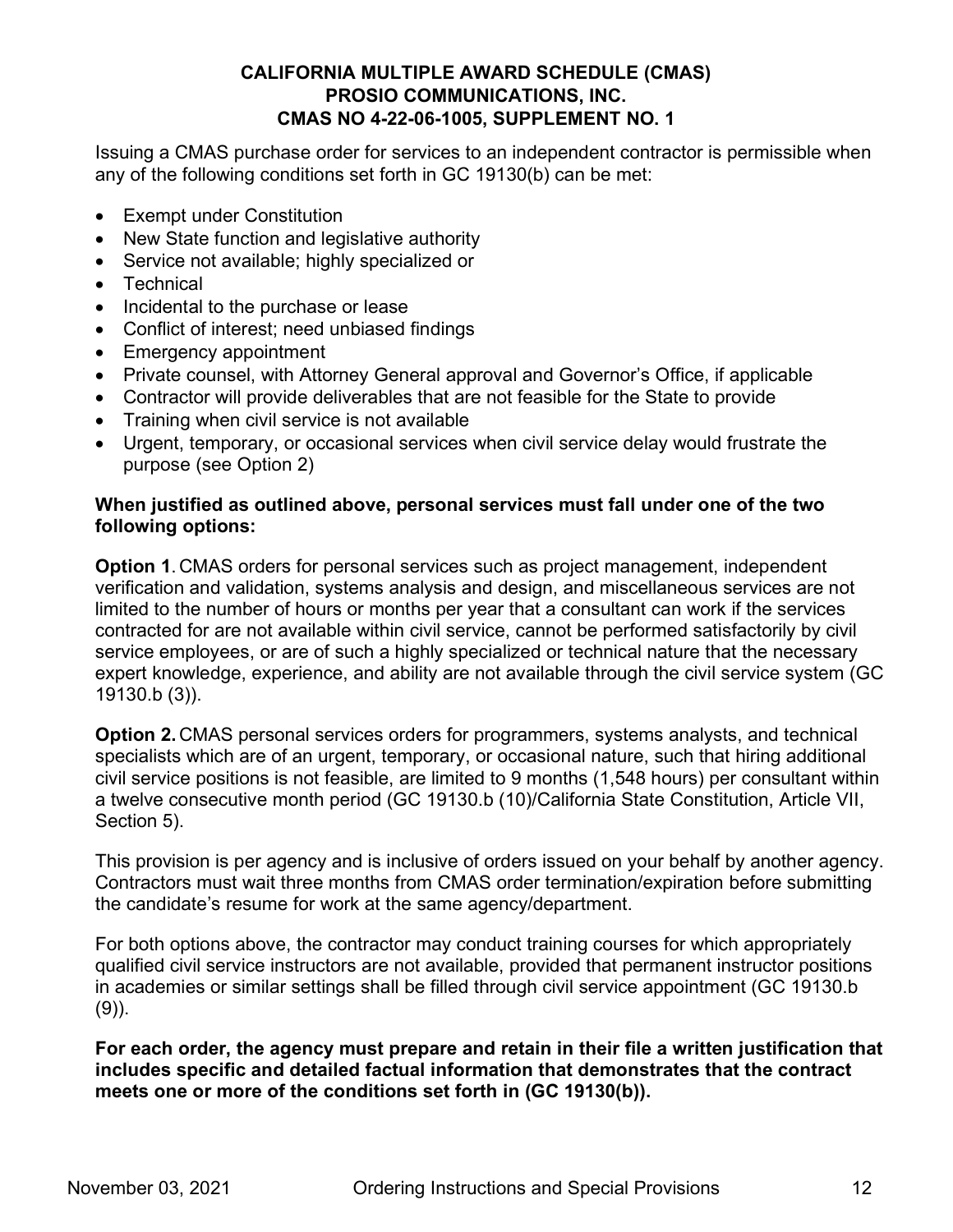Issuing a CMAS purchase order for services to an independent contractor is permissible when any of the following conditions set forth in GC 19130(b) can be met:

- Exempt under Constitution
- New State function and legislative authority
- Service not available; highly specialized or
- Technical
- Incidental to the purchase or lease
- Conflict of interest; need unbiased findings
- Emergency appointment
- Private counsel, with Attorney General approval and Governor's Office, if applicable
- Contractor will provide deliverables that are not feasible for the State to provide
- Training when civil service is not available
- Urgent, temporary, or occasional services when civil service delay would frustrate the purpose (see Option 2)

**When justified as outlined above, personal services must fall under one of the two following options:**

**Option 1**. CMAS orders for personal services such as project management, independent verification and validation, systems analysis and design, and miscellaneous services are not limited to the number of hours or months per year that a consultant can work if the services contracted for are not available within civil service, cannot be performed satisfactorily by civil service employees, or are of such a highly specialized or technical nature that the necessary expert knowledge, experience, and ability are not available through the civil service system (GC 19130.b (3)).

**Option 2.** CMAS personal services orders for programmers, systems analysts, and technical specialists which are of an urgent, temporary, or occasional nature, such that hiring additional civil service positions is not feasible, are limited to 9 months (1,548 hours) per consultant within a twelve consecutive month period (GC 19130.b (10)/California State Constitution, Article VII, Section 5).

This provision is per agency and is inclusive of orders issued on your behalf by another agency. Contractors must wait three months from CMAS order termination/expiration before submitting the candidate's resume for work at the same agency/department.

For both options above, the contractor may conduct training courses for which appropriately qualified civil service instructors are not available, provided that permanent instructor positions in academies or similar settings shall be filled through civil service appointment (GC 19130.b (9)).

**For each order, the agency must prepare and retain in their file a written justification that includes specific and detailed factual information that demonstrates that the contract meets one or more of the conditions set forth in (GC 19130(b)).**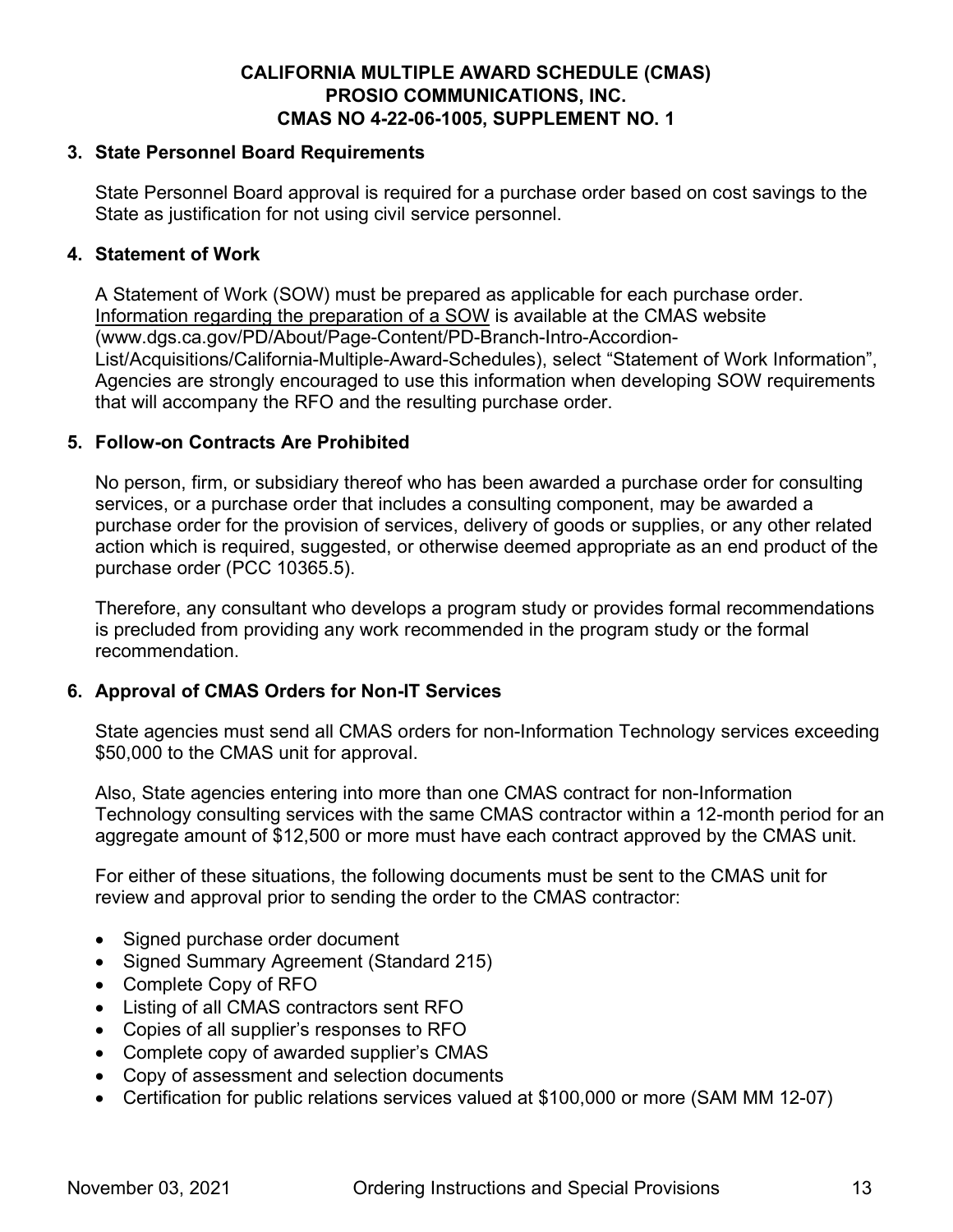### 3. State Personnel Board Requirements

State Personnel Board approval is required for a purchase order based on cost savings to the State as justification for not using civil service personnel.

### 4. Statement of Work

A Statement of Work (SOW) must be prepared as applicable for each purchase order. Information regarding the preparation of a SOW is available at the CMAS website (www.dgs.ca.gov/PD/About/Page-Content/PD-Branch-Intro-Accordion-List/Acquisitions/California-Multiple-Award-Schedules), select "Statement of Work Information", Agencies are strongly encouraged to use this information when developing SOW requirements that will accompany the RFO and the resulting purchase order.

### 5. Follow-on Contracts Are Prohibited

No person, firm, or subsidiary thereof who has been awarded a purchase order for consulting services, or a purchase order that includes a consulting component, may be awarded a purchase order for the provision of services, delivery of goods or supplies, or any other related action which is required, suggested, or otherwise deemed appropriate as an end product of the purchase order (PCC 10365.5).

Therefore, any consultant who develops a program study or provides formal recommendations is precluded from providing any work recommended in the program study or the formal recommendation.

### 6. Approval of CMAS Orders for Non-IT Services

State agencies must send all CMAS orders for non-Information Technology services exceeding $50,000 to the CMAS unit for approval.

Also, State agencies entering into more than one CMAS contract for non-Information Technology consulting services with the same CMAS contractor within a 12-month period for an aggregate amount of $12,500 or more must have each contract approved by the CMAS unit.

For either of these situations, the following documents must be sent to the CMAS unit for review and approval prior to sending the order to the CMAS contractor:

- Signed purchase order document
- Signed Summary Agreement (Standard 215)
- Complete Copy of RFO
- Listing of all CMAS contractors sent RFO
- Copies of all supplier's responses to RFO
- Complete copy of awarded supplier's CMAS
- Copy of assessment and selection documents
- Certification for public relations services valued at $100,000 or more (SAM MM 12-07)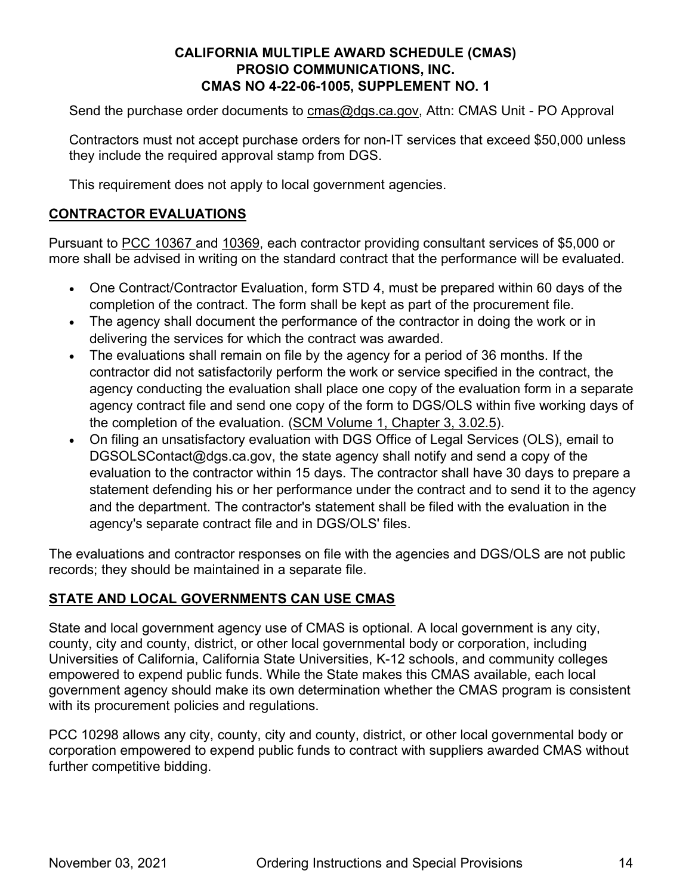Send the purchase order documents to cmas@dgs.ca.gov, Attn: CMAS Unit - PO Approval

Contractors must not accept purchase orders for non-IT services that exceed $50,000 unless they include the required approval stamp from DGS.

This requirement does not apply to local government agencies.

## CONTRACTOR EVALUATIONS

Pursuant to PCC 10367 and 10369, each contractor providing consultant services of $5,000 or more shall be advised in writing on the standard contract that the performance will be evaluated.

- One Contract/Contractor Evaluation, form STD 4, must be prepared within 60 days of the completion of the contract. The form shall be kept as part of the procurement file.
- The agency shall document the performance of the contractor in doing the work or in delivering the services for which the contract was awarded.
- The evaluations shall remain on file by the agency for a period of 36 months. If the contractor did not satisfactorily perform the work or service specified in the contract, the agency conducting the evaluation shall place one copy of the evaluation form in a separate agency contract file and send one copy of the form to DGS/OLS within five working days of the completion of the evaluation. (SCM Volume 1, Chapter 3, 3.02.5).
- On filing an unsatisfactory evaluation with DGS Office of Legal Services (OLS), email to DGSOLSContact@dgs.ca.gov, the state agency shall notify and send a copy of the evaluation to the contractor within 15 days. The contractor shall have 30 days to prepare a statement defending his or her performance under the contract and to send it to the agency and the department. The contractor's statement shall be filed with the evaluation in the agency's separate contract file and in DGS/OLS' files.

The evaluations and contractor responses on file with the agencies and DGS/OLS are not public records; they should be maintained in a separate file.

## STATE AND LOCAL GOVERNMENTS CAN USE CMAS

State and local government agency use of CMAS is optional. A local government is any city, county, city and county, district, or other local governmental body or corporation, including Universities of California, California State Universities, K-12 schools, and community colleges empowered to expend public funds. While the State makes this CMAS available, each local government agency should make its own determination whether the CMAS program is consistent with its procurement policies and regulations.

PCC 10298 allows any city, county, city and county, district, or other local governmental body or corporation empowered to expend public funds to contract with suppliers awarded CMAS without further competitive bidding.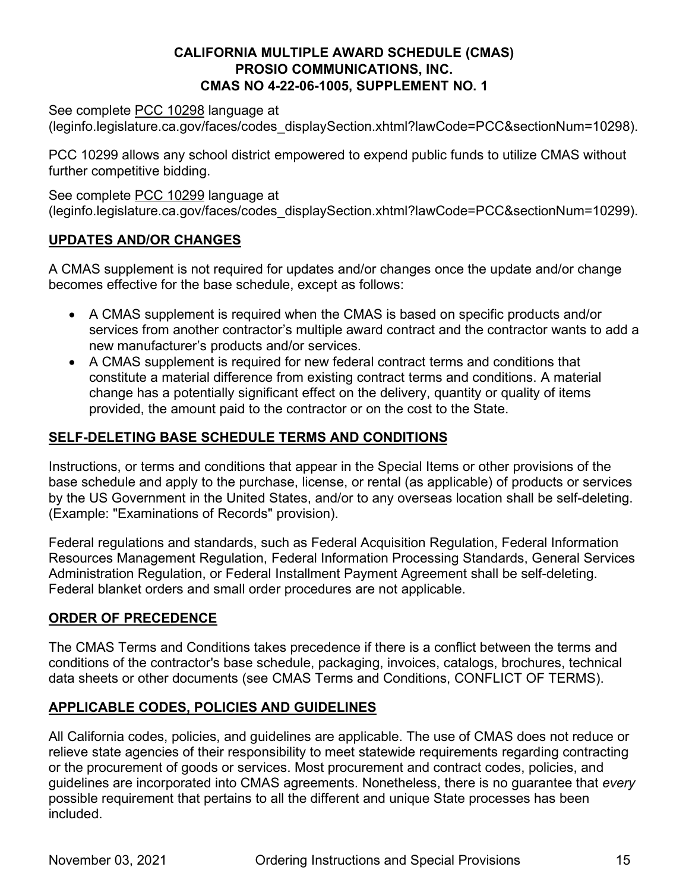See complete PCC 10298 language at (leginfo.legislature.ca.gov/faces/codes_displaySection.xhtml?lawCode=PCC&sectionNum=10298).

PCC 10299 allows any school district empowered to expend public funds to utilize CMAS without further competitive bidding.

See complete PCC 10299 language at (leginfo.legislature.ca.gov/faces/codes_displaySection.xhtml?lawCode=PCC&sectionNum=10299).

## UPDATES AND/OR CHANGES

A CMAS supplement is not required for updates and/or changes once the update and/or change becomes effective for the base schedule, except as follows:

- A CMAS supplement is required when the CMAS is based on specific products and/or services from another contractor's multiple award contract and the contractor wants to add a new manufacturer's products and/or services.
- A CMAS supplement is required for new federal contract terms and conditions that constitute a material difference from existing contract terms and conditions. A material change has a potentially significant effect on the delivery, quantity or quality of items provided, the amount paid to the contractor or on the cost to the State.

## SELF-DELETING BASE SCHEDULE TERMS AND CONDITIONS

Instructions, or terms and conditions that appear in the Special Items or other provisions of the base schedule and apply to the purchase, license, or rental (as applicable) of products or services by the US Government in the United States, and/or to any overseas location shall be self-deleting. (Example: "Examinations of Records" provision).

Federal regulations and standards, such as Federal Acquisition Regulation, Federal Information Resources Management Regulation, Federal Information Processing Standards, General Services Administration Regulation, or Federal Installment Payment Agreement shall be self-deleting. Federal blanket orders and small order procedures are not applicable.

## ORDER OF PRECEDENCE

The CMAS Terms and Conditions takes precedence if there is a conflict between the terms and conditions of the contractor's base schedule, packaging, invoices, catalogs, brochures, technical data sheets or other documents (see CMAS Terms and Conditions, CONFLICT OF TERMS).

## APPLICABLE CODES, POLICIES AND GUIDELINES

All California codes, policies, and guidelines are applicable. The use of CMAS does not reduce or relieve state agencies of their responsibility to meet statewide requirements regarding contracting or the procurement of goods or services. Most procurement and contract codes, policies, and guidelines are incorporated into CMAS agreements. Nonetheless, there is no guarantee that *every* possible requirement that pertains to all the different and unique State processes has been included.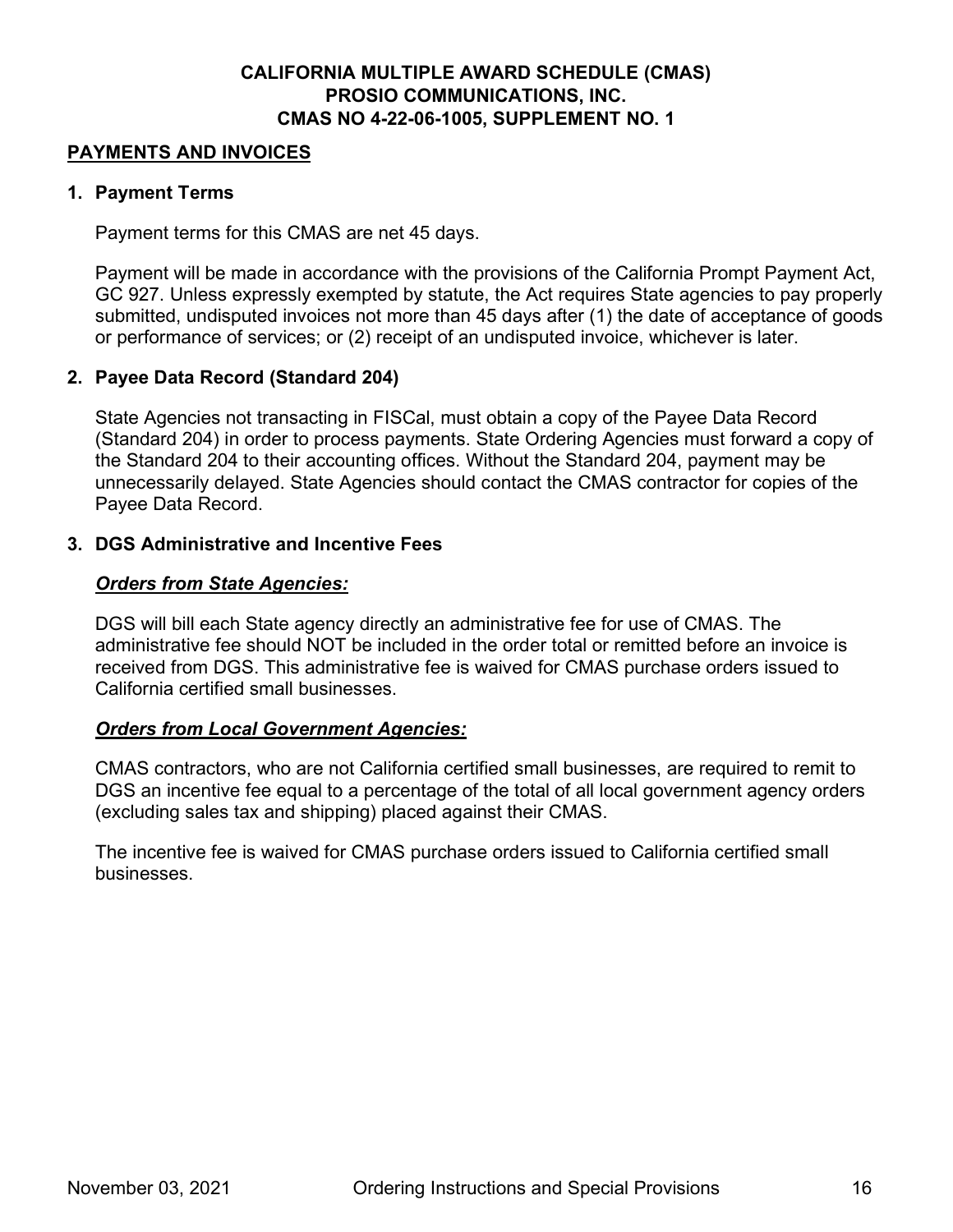## PAYMENTS AND INVOICES

### 1. Payment Terms

Payment terms for this CMAS are net 45 days.

Payment will be made in accordance with the provisions of the California Prompt Payment Act, GC 927. Unless expressly exempted by statute, the Act requires State agencies to pay properly submitted, undisputed invoices not more than 45 days after (1) the date of acceptance of goods or performance of services; or (2) receipt of an undisputed invoice, whichever is later.

### 2. Payee Data Record (Standard 204)

State Agencies not transacting in FISCal, must obtain a copy of the Payee Data Record (Standard 204) in order to process payments. State Ordering Agencies must forward a copy of the Standard 204 to their accounting offices. Without the Standard 204, payment may be unnecessarily delayed. State Agencies should contact the CMAS contractor for copies of the Payee Data Record.

### 3. DGS Administrative and Incentive Fees

***Orders from State Agencies:***

DGS will bill each State agency directly an administrative fee for use of CMAS. The administrative fee should NOT be included in the order total or remitted before an invoice is received from DGS. This administrative fee is waived for CMAS purchase orders issued to California certified small businesses.

***Orders from Local Government Agencies:***

CMAS contractors, who are not California certified small businesses, are required to remit to DGS an incentive fee equal to a percentage of the total of all local government agency orders (excluding sales tax and shipping) placed against their CMAS.

The incentive fee is waived for CMAS purchase orders issued to California certified small businesses.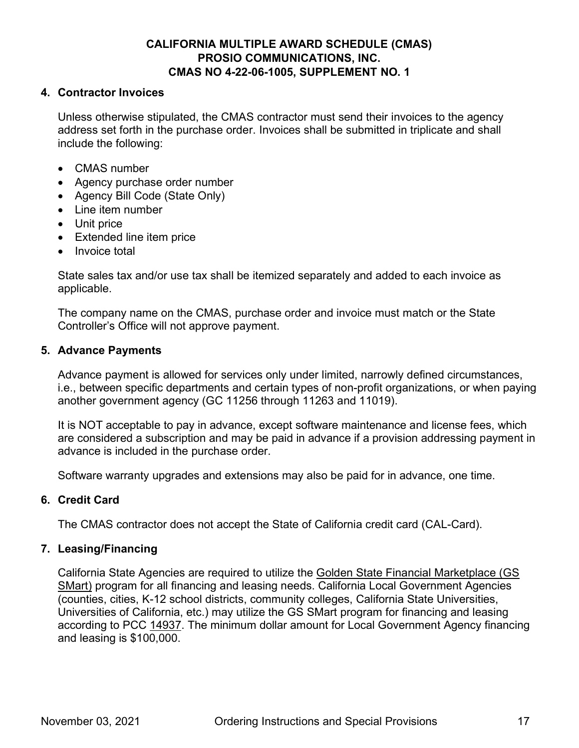## 4. Contractor Invoices

Unless otherwise stipulated, the CMAS contractor must send their invoices to the agency address set forth in the purchase order. Invoices shall be submitted in triplicate and shall include the following:

- CMAS number
- Agency purchase order number
- Agency Bill Code (State Only)
- Line item number
- Unit price
- Extended line item price
- Invoice total

State sales tax and/or use tax shall be itemized separately and added to each invoice as applicable.

The company name on the CMAS, purchase order and invoice must match or the State Controller's Office will not approve payment.

## 5. Advance Payments

Advance payment is allowed for services only under limited, narrowly defined circumstances, i.e., between specific departments and certain types of non-profit organizations, or when paying another government agency (GC 11256 through 11263 and 11019).

It is NOT acceptable to pay in advance, except software maintenance and license fees, which are considered a subscription and may be paid in advance if a provision addressing payment in advance is included in the purchase order.

Software warranty upgrades and extensions may also be paid for in advance, one time.

## 6. Credit Card

The CMAS contractor does not accept the State of California credit card (CAL-Card).

## 7. Leasing/Financing

California State Agencies are required to utilize the Golden State Financial Marketplace (GS SMart) program for all financing and leasing needs. California Local Government Agencies (counties, cities, K-12 school districts, community colleges, California State Universities, Universities of California, etc.) may utilize the GS SMart program for financing and leasing according to PCC 14937. The minimum dollar amount for Local Government Agency financing and leasing is $100,000.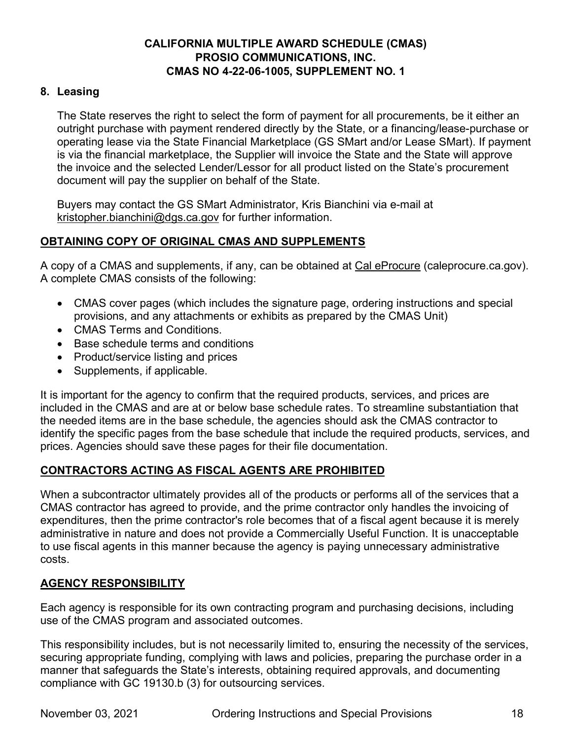**8. Leasing**

The State reserves the right to select the form of payment for all procurements, be it either an outright purchase with payment rendered directly by the State, or a financing/lease-purchase or operating lease via the State Financial Marketplace (GS SMart and/or Lease SMart). If payment is via the financial marketplace, the Supplier will invoice the State and the State will approve the invoice and the selected Lender/Lessor for all product listed on the State's procurement document will pay the supplier on behalf of the State.

Buyers may contact the GS SMart Administrator, Kris Bianchini via e-mail at kristopher.bianchini@dgs.ca.gov for further information.

## OBTAINING COPY OF ORIGINAL CMAS AND SUPPLEMENTS

A copy of a CMAS and supplements, if any, can be obtained at Cal eProcure (caleprocure.ca.gov). A complete CMAS consists of the following:

- CMAS cover pages (which includes the signature page, ordering instructions and special provisions, and any attachments or exhibits as prepared by the CMAS Unit)
- CMAS Terms and Conditions.
- Base schedule terms and conditions
- Product/service listing and prices
- Supplements, if applicable.

It is important for the agency to confirm that the required products, services, and prices are included in the CMAS and are at or below base schedule rates. To streamline substantiation that the needed items are in the base schedule, the agencies should ask the CMAS contractor to identify the specific pages from the base schedule that include the required products, services, and prices. Agencies should save these pages for their file documentation.

## CONTRACTORS ACTING AS FISCAL AGENTS ARE PROHIBITED

When a subcontractor ultimately provides all of the products or performs all of the services that a CMAS contractor has agreed to provide, and the prime contractor only handles the invoicing of expenditures, then the prime contractor's role becomes that of a fiscal agent because it is merely administrative in nature and does not provide a Commercially Useful Function. It is unacceptable to use fiscal agents in this manner because the agency is paying unnecessary administrative costs.

## AGENCY RESPONSIBILITY

Each agency is responsible for its own contracting program and purchasing decisions, including use of the CMAS program and associated outcomes.

This responsibility includes, but is not necessarily limited to, ensuring the necessity of the services, securing appropriate funding, complying with laws and policies, preparing the purchase order in a manner that safeguards the State's interests, obtaining required approvals, and documenting compliance with GC 19130.b (3) for outsourcing services.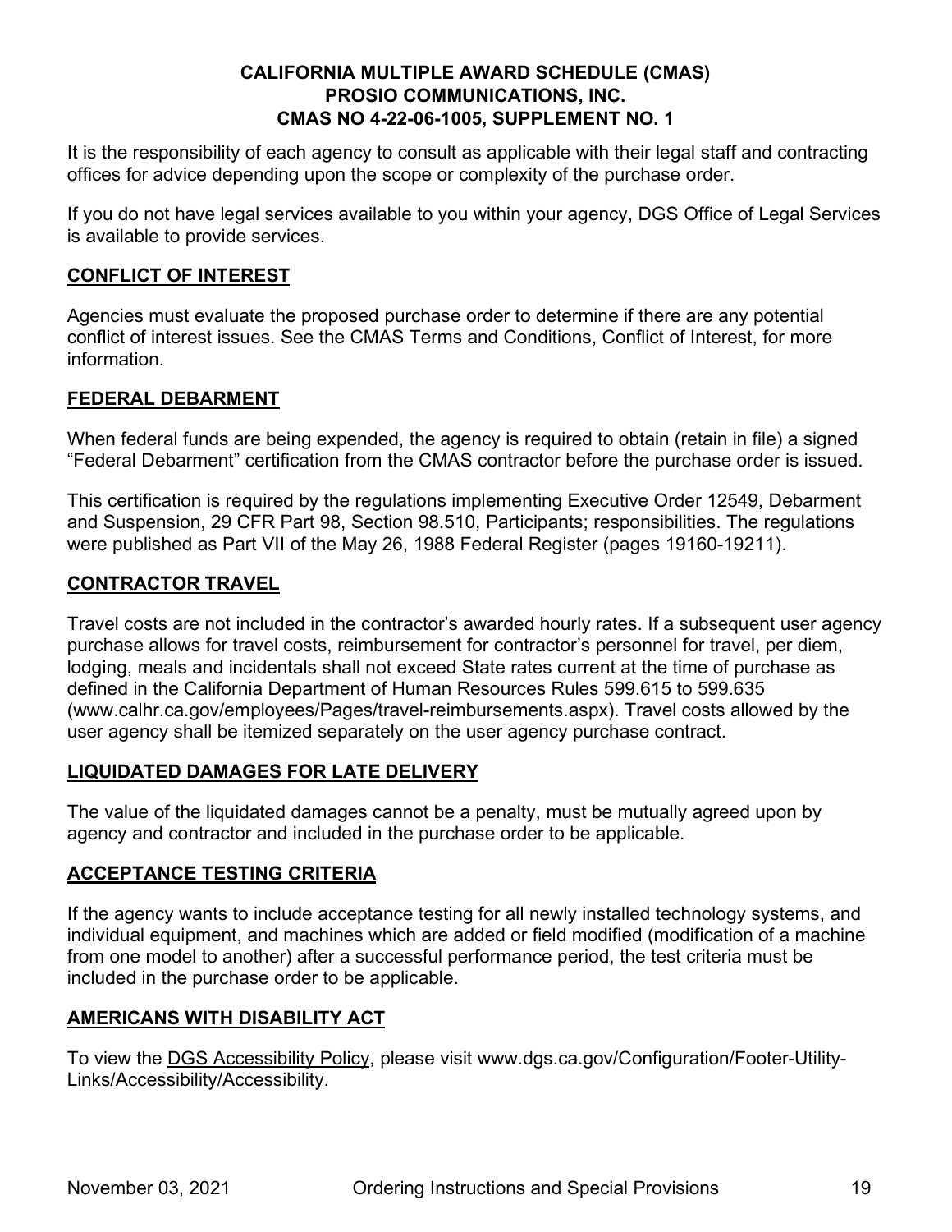It is the responsibility of each agency to consult as applicable with their legal staff and contracting offices for advice depending upon the scope or complexity of the purchase order.

If you do not have legal services available to you within your agency, DGS Office of Legal Services is available to provide services.

## CONFLICT OF INTEREST

Agencies must evaluate the proposed purchase order to determine if there are any potential conflict of interest issues. See the CMAS Terms and Conditions, Conflict of Interest, for more information.

## FEDERAL DEBARMENT

When federal funds are being expended, the agency is required to obtain (retain in file) a signed "Federal Debarment" certification from the CMAS contractor before the purchase order is issued.

This certification is required by the regulations implementing Executive Order 12549, Debarment and Suspension, 29 CFR Part 98, Section 98.510, Participants; responsibilities. The regulations were published as Part VII of the May 26, 1988 Federal Register (pages 19160-19211).

## CONTRACTOR TRAVEL

Travel costs are not included in the contractor's awarded hourly rates. If a subsequent user agency purchase allows for travel costs, reimbursement for contractor's personnel for travel, per diem, lodging, meals and incidentals shall not exceed State rates current at the time of purchase as defined in the California Department of Human Resources Rules 599.615 to 599.635 (www.calhr.ca.gov/employees/Pages/travel-reimbursements.aspx). Travel costs allowed by the user agency shall be itemized separately on the user agency purchase contract.

## LIQUIDATED DAMAGES FOR LATE DELIVERY

The value of the liquidated damages cannot be a penalty, must be mutually agreed upon by agency and contractor and included in the purchase order to be applicable.

## ACCEPTANCE TESTING CRITERIA

If the agency wants to include acceptance testing for all newly installed technology systems, and individual equipment, and machines which are added or field modified (modification of a machine from one model to another) after a successful performance period, the test criteria must be included in the purchase order to be applicable.

## AMERICANS WITH DISABILITY ACT

To view the DGS Accessibility Policy, please visit www.dgs.ca.gov/Configuration/Footer-Utility-Links/Accessibility/Accessibility.